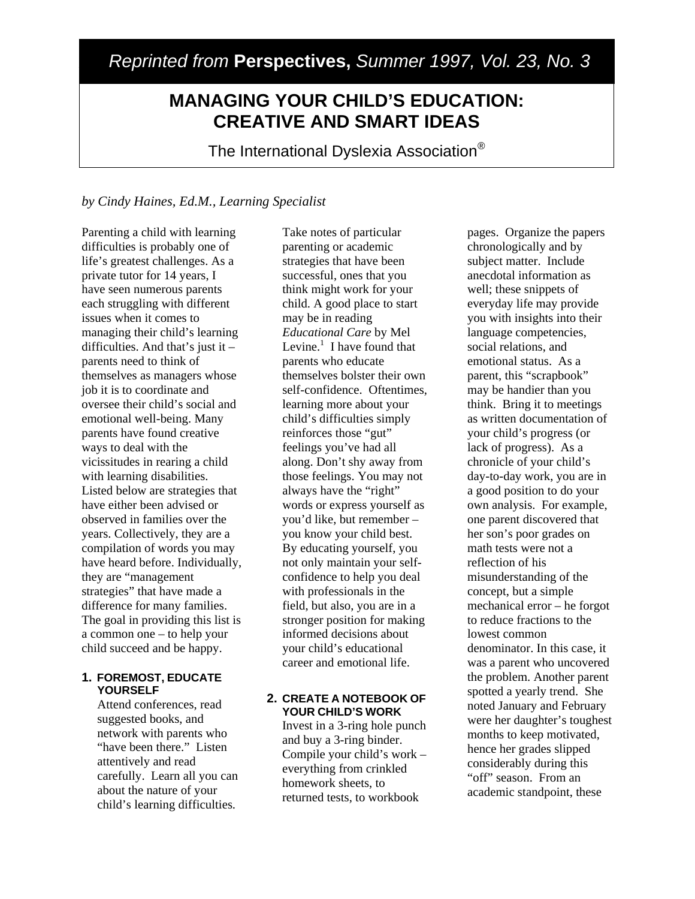*Reprinted from* **Perspectives,** *Summer 1997, Vol. 23, No. 3*

# MANAGING YOUR CHILD'S EDUCATION: CREATIVE AND SMART IDEAS

The International Dyslexia Association®

*by Cindy Haines, Ed.M., Learning Specialist*

Parenting a child with learning difficulties is probably one of life's greatest challenges. As a private tutor for 14 years, I have seen numerous parents each struggling with different issues when it comes to managing their child's learning difficulties. And that's just it – parents need to think of themselves as managers whose job it is to coordinate and oversee their child's social and emotional well-being. Many parents have found creative ways to deal with the vicissitudes in rearing a child with learning disabilities. Listed below are strategies that have either been advised or observed in families over the years. Collectively, they are a compilation of words you may have heard before. Individually, they are "management strategies" that have made a difference for many families. The goal in providing this list is a common one – to help your child succeed and be happy.

## 1. FOREMOST, EDUCATE YOURSELF

Attend conferences, read suggested books, and network with parents who "have been there." Listen attentively and read carefully. Learn all you can about the nature of your child's learning difficulties. Take notes of particular parenting or academic strategies that have been successful, ones that you think might work for your child. A good place to start may be in reading *Educational Care* by Mel Levine.[1] I have found that parents who educate themselves bolster their own self-confidence. Oftentimes, learning more about your child's difficulties simply reinforces those "gut" feelings you've had all along. Don't shy away from those feelings. You may not always have the "right" words or express yourself as you'd like, but remember – you know your child best. By educating yourself, you not only maintain your self-confidence to help you deal with professionals in the field, but also, you are in a stronger position for making informed decisions about your child's educational career and emotional life.

## 2. CREATE A NOTEBOOK OF YOUR CHILD'S WORK

Invest in a 3-ring hole punch and buy a 3-ring binder. Compile your child's work – everything from crinkled homework sheets, to returned tests, to workbook pages. Organize the papers chronologically and by subject matter. Include anecdotal information as well; these snippets of everyday life may provide you with insights into their language competencies, social relations, and emotional status. As a parent, this "scrapbook" may be handier than you think. Bring it to meetings as written documentation of your child's progress (or lack of progress). As a chronicle of your child's day-to-day work, you are in a good position to do your own analysis. For example, one parent discovered that her son's poor grades on math tests were not a reflection of his misunderstanding of the concept, but a simple mechanical error – he forgot to reduce fractions to the lowest common denominator. In this case, it was a parent who uncovered the problem. Another parent spotted a yearly trend. She noted January and February were her daughter's toughest months to keep motivated, hence her grades slipped considerably during this "off" season. From an academic standpoint, these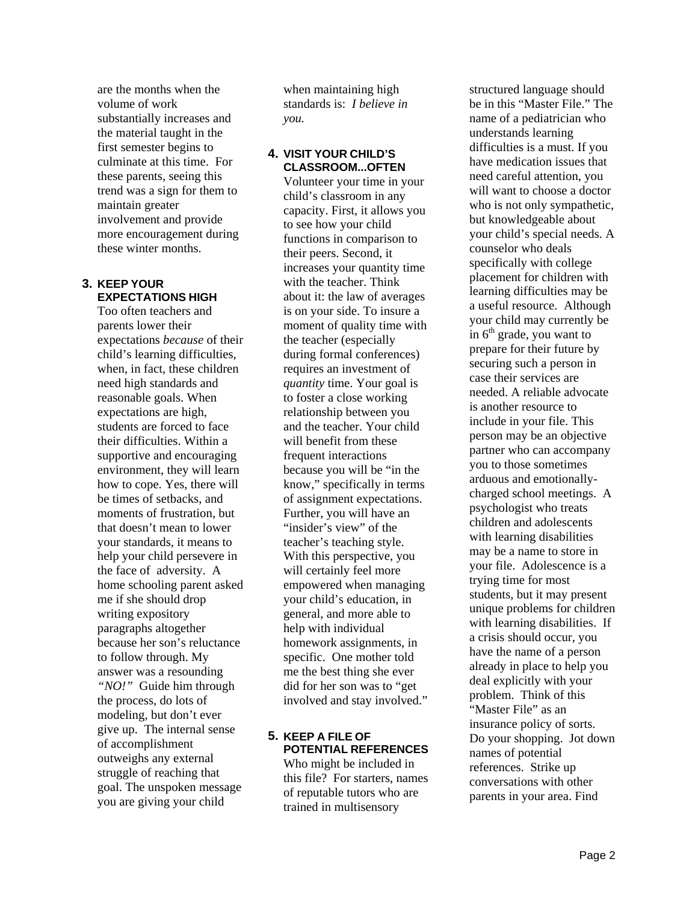are the months when the volume of work substantially increases and the material taught in the first semester begins to culminate at this time. For these parents, seeing this trend was a sign for them to maintain greater involvement and provide more encouragement during these winter months.

## 3. KEEP YOUR EXPECTATIONS HIGH

Too often teachers and parents lower their expectations *because* of their child's learning difficulties, when, in fact, these children need high standards and reasonable goals. When expectations are high, students are forced to face their difficulties. Within a supportive and encouraging environment, they will learn how to cope. Yes, there will be times of setbacks, and moments of frustration, but that doesn't mean to lower your standards, it means to help your child persevere in the face of adversity. A home schooling parent asked me if she should drop writing expository paragraphs altogether because her son's reluctance to follow through. My answer was a resounding *"NO!"* Guide him through the process, do lots of modeling, but don't ever give up. The internal sense of accomplishment outweighs any external struggle of reaching that goal. The unspoken message you are giving your child when maintaining high standards is: *I believe in you.*

## 4. VISIT YOUR CHILD'S CLASSROOM...OFTEN

Volunteer your time in your child's classroom in any capacity. First, it allows you to see how your child functions in comparison to their peers. Second, it increases your quantity time with the teacher. Think about it: the law of averages is on your side. To insure a moment of quality time with the teacher (especially during formal conferences) requires an investment of *quantity* time. Your goal is to foster a close working relationship between you and the teacher. Your child will benefit from these frequent interactions because you will be "in the know," specifically in terms of assignment expectations. Further, you will have an "insider's view" of the teacher's teaching style. With this perspective, you will certainly feel more empowered when managing your child's education, in general, and more able to help with individual homework assignments, in specific. One mother told me the best thing she ever did for her son was to "get involved and stay involved."

## 5. KEEP A FILE OF POTENTIAL REFERENCES

Who might be included in this file? For starters, names of reputable tutors who are trained in multisensory structured language should be in this "Master File." The name of a pediatrician who understands learning difficulties is a must. If you have medication issues that need careful attention, you will want to choose a doctor who is not only sympathetic, but knowledgeable about your child's special needs. A counselor who deals specifically with college placement for children with learning difficulties may be a useful resource. Although your child may currently be in 6th grade, you want to prepare for their future by securing such a person in case their services are needed. A reliable advocate is another resource to include in your file. This person may be an objective partner who can accompany you to those sometimes arduous and emotionally-charged school meetings. A psychologist who treats children and adolescents with learning disabilities may be a name to store in your file. Adolescence is a trying time for most students, but it may present unique problems for children with learning disabilities. If a crisis should occur, you have the name of a person already in place to help you deal explicitly with your problem. Think of this "Master File" as an insurance policy of sorts. Do your shopping. Jot down names of potential references. Strike up conversations with other parents in your area. Find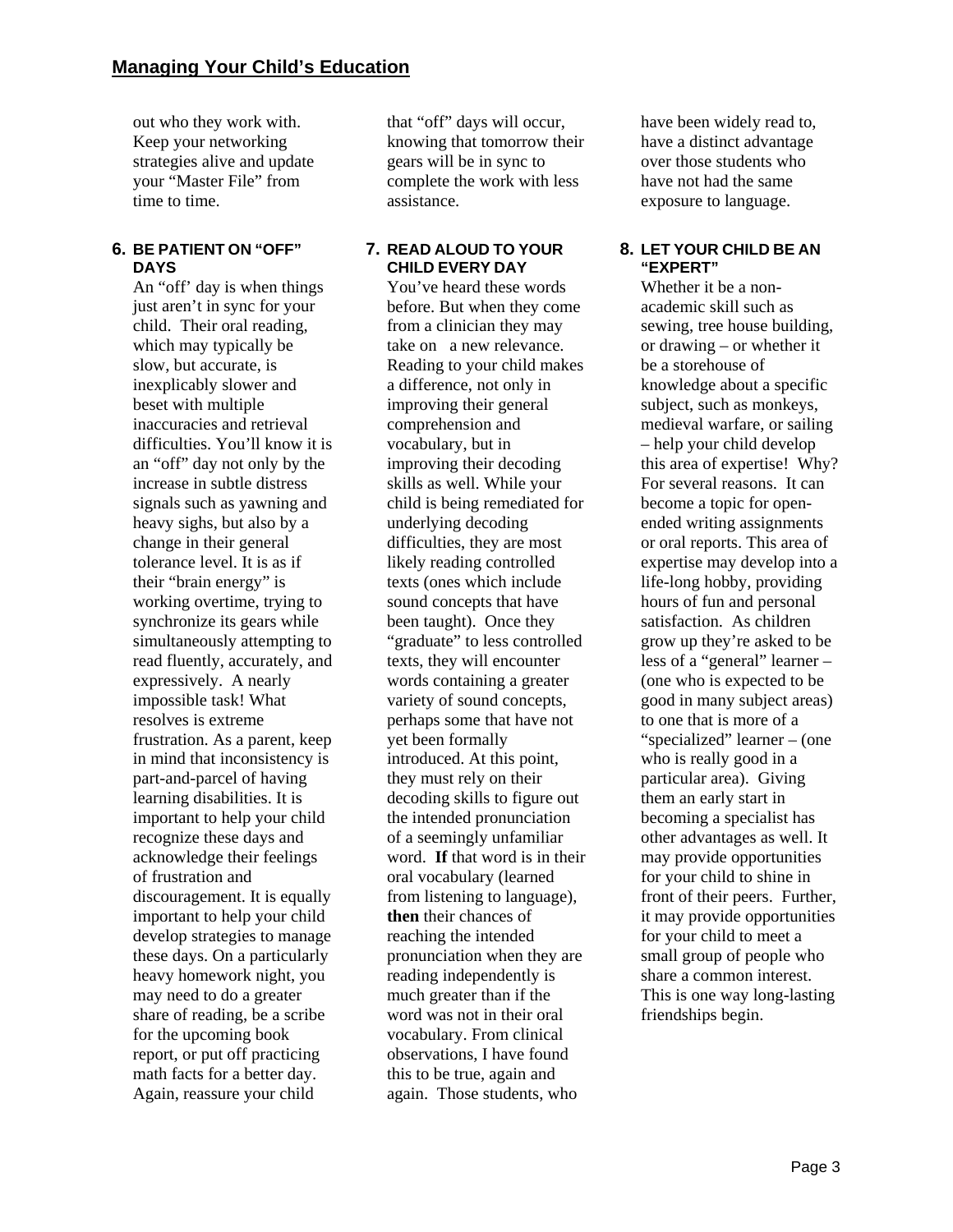out who they work with. Keep your networking strategies alive and update your "Master File" from time to time.

### 6. BE PATIENT ON "OFF" DAYS

An "off' day is when things just aren't in sync for your child. Their oral reading, which may typically be slow, but accurate, is inexplicably slower and beset with multiple inaccuracies and retrieval difficulties. You'll know it is an "off" day not only by the increase in subtle distress signals such as yawning and heavy sighs, but also by a change in their general tolerance level. It is as if their "brain energy" is working overtime, trying to synchronize its gears while simultaneously attempting to read fluently, accurately, and expressively. A nearly impossible task! What resolves is extreme frustration. As a parent, keep in mind that inconsistency is part-and-parcel of having learning disabilities. It is important to help your child recognize these days and acknowledge their feelings of frustration and discouragement. It is equally important to help your child develop strategies to manage these days. On a particularly heavy homework night, you may need to do a greater share of reading, be a scribe for the upcoming book report, or put off practicing math facts for a better day. Again, reassure your child that "off" days will occur, knowing that tomorrow their gears will be in sync to complete the work with less assistance.

### 7. READ ALOUD TO YOUR CHILD EVERY DAY

You've heard these words before. But when they come from a clinician they may take on a new relevance. Reading to your child makes a difference, not only in improving their general comprehension and vocabulary, but in improving their decoding skills as well. While your child is being remediated for underlying decoding difficulties, they are most likely reading controlled texts (ones which include sound concepts that have been taught). Once they "graduate" to less controlled texts, they will encounter words containing a greater variety of sound concepts, perhaps some that have not yet been formally introduced. At this point, they must rely on their decoding skills to figure out the intended pronunciation of a seemingly unfamiliar word. **If** that word is in their oral vocabulary (learned from listening to language), **then** their chances of reaching the intended pronunciation when they are reading independently is much greater than if the word was not in their oral vocabulary. From clinical observations, I have found this to be true, again and again. Those students, who have been widely read to, have a distinct advantage over those students who have not had the same exposure to language.

### 8. LET YOUR CHILD BE AN "EXPERT"

Whether it be a non-academic skill such as sewing, tree house building, or drawing – or whether it be a storehouse of knowledge about a specific subject, such as monkeys, medieval warfare, or sailing – help your child develop this area of expertise! Why? For several reasons. It can become a topic for open-ended writing assignments or oral reports. This area of expertise may develop into a life-long hobby, providing hours of fun and personal satisfaction. As children grow up they're asked to be less of a "general" learner – (one who is expected to be good in many subject areas) to one that is more of a "specialized" learner – (one who is really good in a particular area). Giving them an early start in becoming a specialist has other advantages as well. It may provide opportunities for your child to shine in front of their peers. Further, it may provide opportunities for your child to meet a small group of people who share a common interest. This is one way long-lasting friendships begin.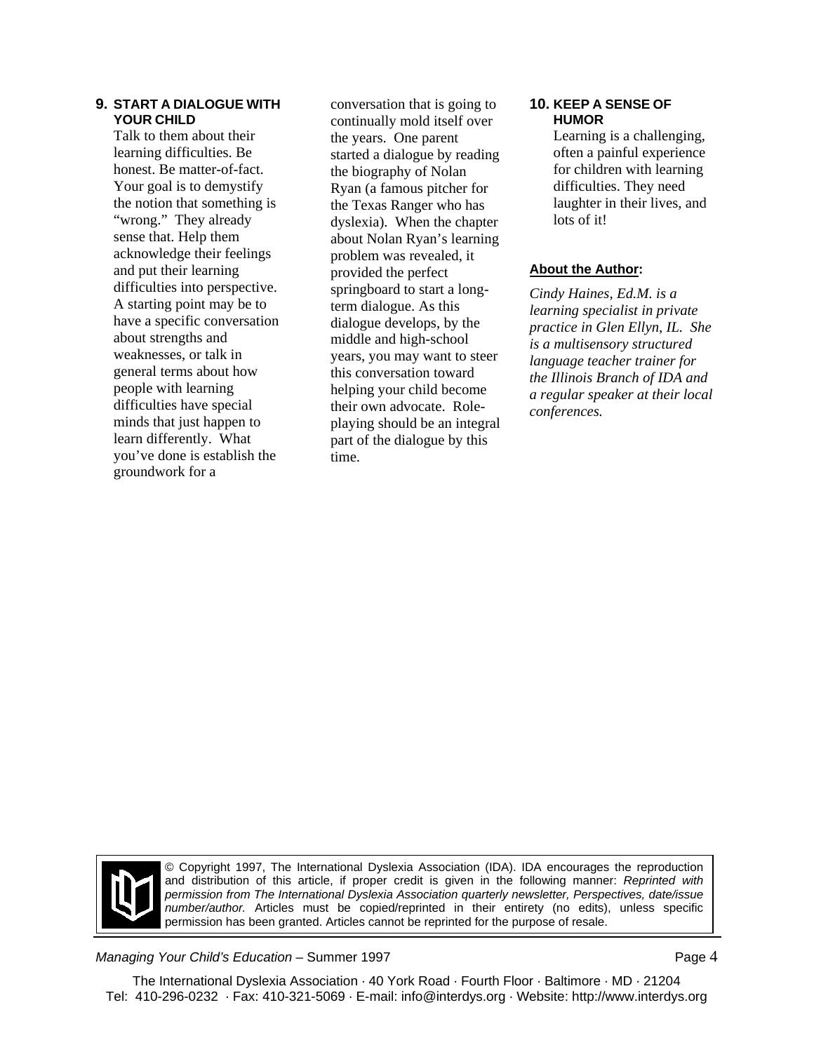### 9. START A DIALOGUE WITH YOUR CHILD

Talk to them about their learning difficulties. Be honest. Be matter-of-fact. Your goal is to demystify the notion that something is "wrong." They already sense that. Help them acknowledge their feelings and put their learning difficulties into perspective. A starting point may be to have a specific conversation about strengths and weaknesses, or talk in general terms about how people with learning difficulties have special minds that just happen to learn differently. What you've done is establish the groundwork for a conversation that is going to continually mold itself over the years. One parent started a dialogue by reading the biography of Nolan Ryan (a famous pitcher for the Texas Ranger who has dyslexia). When the chapter about Nolan Ryan's learning problem was revealed, it provided the perfect springboard to start a long-term dialogue. As this dialogue develops, by the middle and high-school years, you may want to steer this conversation toward helping your child become their own advocate. Role-playing should be an integral part of the dialogue by this time.

### 10. KEEP A SENSE OF HUMOR

Learning is a challenging, often a painful experience for children with learning difficulties. They need laughter in their lives, and lots of it!

**About the Author:**

*Cindy Haines, Ed.M. is a learning specialist in private practice in Glen Ellyn, IL. She is a multisensory structured language teacher trainer for the Illinois Branch of IDA and a regular speaker at their local conferences.*

© Copyright 1997, The International Dyslexia Association (IDA). IDA encourages the reproduction and distribution of this article, if proper credit is given in the following manner: *Reprinted with permission from The International Dyslexia Association quarterly newsletter, Perspectives, date/issue number/author.* Articles must be copied/reprinted in their entirety (no edits), unless specific permission has been granted. Articles cannot be reprinted for the purpose of resale.

The International Dyslexia Association · 40 York Road · Fourth Floor · Baltimore · MD · 21204
Tel: 410-296-0232 · Fax: 410-321-5069 · E-mail: info@interdys.org · Website: http://www.interdys.org